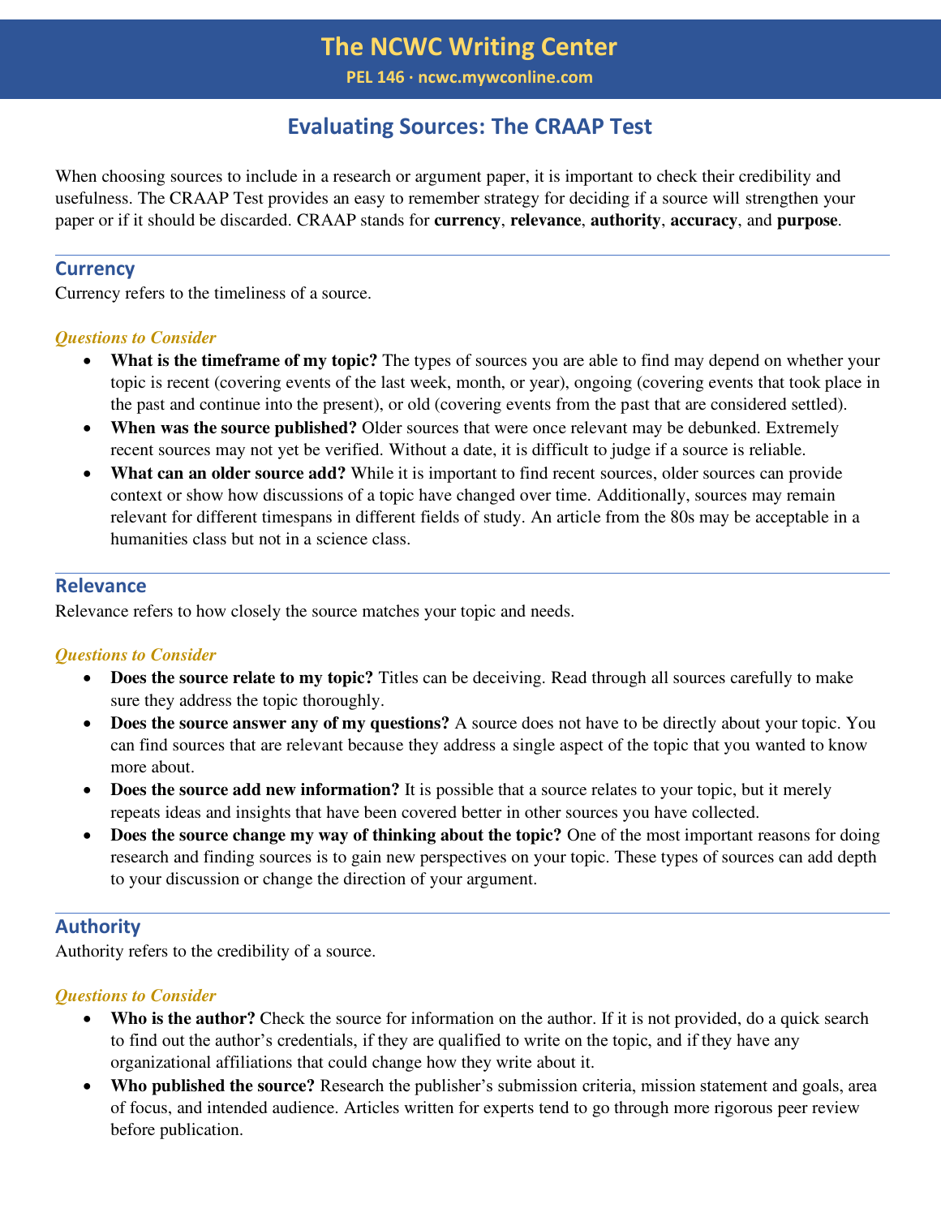# The NCWC Writing Center

PEL 146 · ncwc.mywconline.com

## Evaluating Sources: The CRAAP Test

When choosing sources to include in a research or argument paper, it is important to check their credibility and usefulness. The CRAAP Test provides an easy to remember strategy for deciding if a source will strengthen your paper or if it should be discarded. CRAAP stands for **currency**, **relevance**, **authority**, **accuracy**, and **purpose**.

### Currency

Currency refers to the timeliness of a source.

*Questions to Consider*

- **What is the timeframe of my topic?** The types of sources you are able to find may depend on whether your topic is recent (covering events of the last week, month, or year), ongoing (covering events that took place in the past and continue into the present), or old (covering events from the past that are considered settled).
- **When was the source published?** Older sources that were once relevant may be debunked. Extremely recent sources may not yet be verified. Without a date, it is difficult to judge if a source is reliable.
- **What can an older source add?** While it is important to find recent sources, older sources can provide context or show how discussions of a topic have changed over time. Additionally, sources may remain relevant for different timespans in different fields of study. An article from the 80s may be acceptable in a humanities class but not in a science class.

### Relevance

Relevance refers to how closely the source matches your topic and needs.

*Questions to Consider*

- **Does the source relate to my topic?** Titles can be deceiving. Read through all sources carefully to make sure they address the topic thoroughly.
- **Does the source answer any of my questions?** A source does not have to be directly about your topic. You can find sources that are relevant because they address a single aspect of the topic that you wanted to know more about.
- **Does the source add new information?** It is possible that a source relates to your topic, but it merely repeats ideas and insights that have been covered better in other sources you have collected.
- **Does the source change my way of thinking about the topic?** One of the most important reasons for doing research and finding sources is to gain new perspectives on your topic. These types of sources can add depth to your discussion or change the direction of your argument.

### Authority

Authority refers to the credibility of a source.

*Questions to Consider*

- **Who is the author?** Check the source for information on the author. If it is not provided, do a quick search to find out the author's credentials, if they are qualified to write on the topic, and if they have any organizational affiliations that could change how they write about it.
- **Who published the source?** Research the publisher's submission criteria, mission statement and goals, area of focus, and intended audience. Articles written for experts tend to go through more rigorous peer review before publication.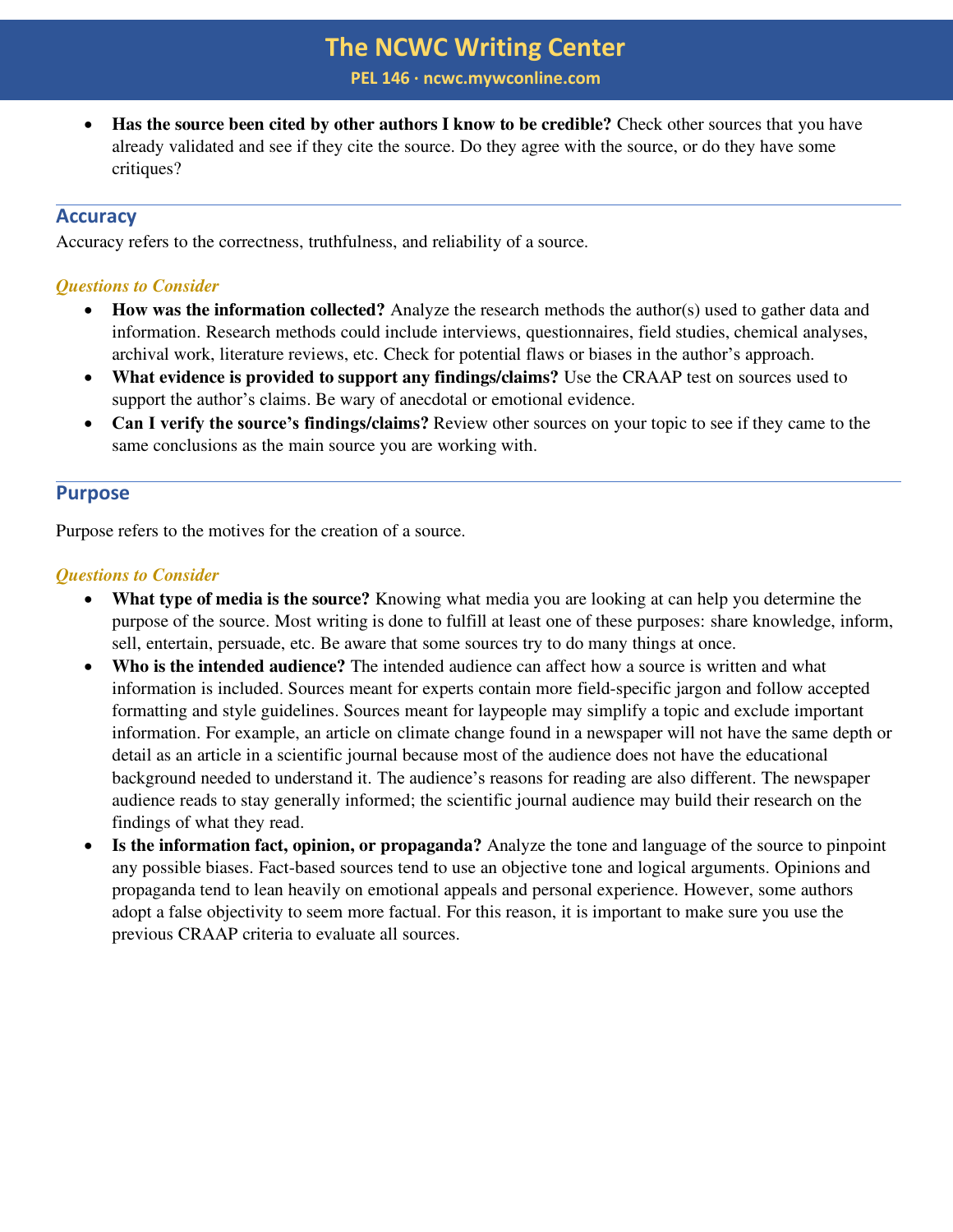- **Has the source been cited by other authors I know to be credible?** Check other sources that you have already validated and see if they cite the source. Do they agree with the source, or do they have some critiques?

## Accuracy

Accuracy refers to the correctness, truthfulness, and reliability of a source.

### *Questions to Consider*

- **How was the information collected?** Analyze the research methods the author(s) used to gather data and information. Research methods could include interviews, questionnaires, field studies, chemical analyses, archival work, literature reviews, etc. Check for potential flaws or biases in the author's approach.
- **What evidence is provided to support any findings/claims?** Use the CRAAP test on sources used to support the author's claims. Be wary of anecdotal or emotional evidence.
- **Can I verify the source's findings/claims?** Review other sources on your topic to see if they came to the same conclusions as the main source you are working with.

## Purpose

Purpose refers to the motives for the creation of a source.

### *Questions to Consider*

- **What type of media is the source?** Knowing what media you are looking at can help you determine the purpose of the source. Most writing is done to fulfill at least one of these purposes: share knowledge, inform, sell, entertain, persuade, etc. Be aware that some sources try to do many things at once.
- **Who is the intended audience?** The intended audience can affect how a source is written and what information is included. Sources meant for experts contain more field-specific jargon and follow accepted formatting and style guidelines. Sources meant for laypeople may simplify a topic and exclude important information. For example, an article on climate change found in a newspaper will not have the same depth or detail as an article in a scientific journal because most of the audience does not have the educational background needed to understand it. The audience's reasons for reading are also different. The newspaper audience reads to stay generally informed; the scientific journal audience may build their research on the findings of what they read.
- **Is the information fact, opinion, or propaganda?** Analyze the tone and language of the source to pinpoint any possible biases. Fact-based sources tend to use an objective tone and logical arguments. Opinions and propaganda tend to lean heavily on emotional appeals and personal experience. However, some authors adopt a false objectivity to seem more factual. For this reason, it is important to make sure you use the previous CRAAP criteria to evaluate all sources.